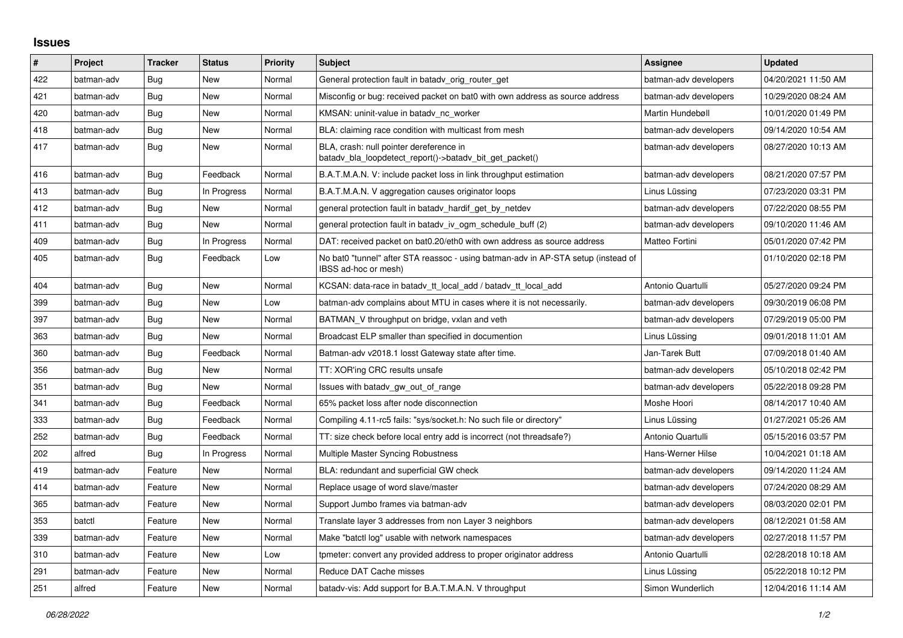# Issues

| # | Project | Tracker | Status | Priority | Subject | Assignee | Updated |
|---|---|---|---|---|---|---|---|
| 422 | batman-adv | Bug | New | Normal | General protection fault in batadv_orig_router_get | batman-adv developers | 04/20/2021 11:50 AM |
| 421 | batman-adv | Bug | New | Normal | Misconfig or bug: received packet on bat0 with own address as source address | batman-adv developers | 10/29/2020 08:24 AM |
| 420 | batman-adv | Bug | New | Normal | KMSAN: uninit-value in batadv_nc_worker | Martin Hundebøll | 10/01/2020 01:49 PM |
| 418 | batman-adv | Bug | New | Normal | BLA: claiming race condition with multicast from mesh | batman-adv developers | 09/14/2020 10:54 AM |
| 417 | batman-adv | Bug | New | Normal | BLA, crash: null pointer dereference in batadv_bla_loopdetect_report()->batadv_bit_get_packet() | batman-adv developers | 08/27/2020 10:13 AM |
| 416 | batman-adv | Bug | Feedback | Normal | B.A.T.M.A.N. V: include packet loss in link throughput estimation | batman-adv developers | 08/21/2020 07:57 PM |
| 413 | batman-adv | Bug | In Progress | Normal | B.A.T.M.A.N. V aggregation causes originator loops | Linus Lüssing | 07/23/2020 03:31 PM |
| 412 | batman-adv | Bug | New | Normal | general protection fault in batadv_hardif_get_by_netdev | batman-adv developers | 07/22/2020 08:55 PM |
| 411 | batman-adv | Bug | New | Normal | general protection fault in batadv_iv_ogm_schedule_buff (2) | batman-adv developers | 09/10/2020 11:46 AM |
| 409 | batman-adv | Bug | In Progress | Normal | DAT: received packet on bat0.20/eth0 with own address as source address | Matteo Fortini | 05/01/2020 07:42 PM |
| 405 | batman-adv | Bug | Feedback | Low | No bat0 "tunnel" after STA reassoc - using batman-adv in AP-STA setup (instead of IBSS ad-hoc or mesh) | | 01/10/2020 02:18 PM |
| 404 | batman-adv | Bug | New | Normal | KCSAN: data-race in batadv_tt_local_add / batadv_tt_local_add | Antonio Quartulli | 05/27/2020 09:24 PM |
| 399 | batman-adv | Bug | New | Low | batman-adv complains about MTU in cases where it is not necessarily. | batman-adv developers | 09/30/2019 06:08 PM |
| 397 | batman-adv | Bug | New | Normal | BATMAN_V throughput on bridge, vxlan and veth | batman-adv developers | 07/29/2019 05:00 PM |
| 363 | batman-adv | Bug | New | Normal | Broadcast ELP smaller than specified in documention | Linus Lüssing | 09/01/2018 11:01 AM |
| 360 | batman-adv | Bug | Feedback | Normal | Batman-adv v2018.1 losst Gateway state after time. | Jan-Tarek Butt | 07/09/2018 01:40 AM |
| 356 | batman-adv | Bug | New | Normal | TT: XOR'ing CRC results unsafe | batman-adv developers | 05/10/2018 02:42 PM |
| 351 | batman-adv | Bug | New | Normal | Issues with batadv_gw_out_of_range | batman-adv developers | 05/22/2018 09:28 PM |
| 341 | batman-adv | Bug | Feedback | Normal | 65% packet loss after node disconnection | Moshe Hoori | 08/14/2017 10:40 AM |
| 333 | batman-adv | Bug | Feedback | Normal | Compiling 4.11-rc5 fails: "sys/socket.h: No such file or directory" | Linus Lüssing | 01/27/2021 05:26 AM |
| 252 | batman-adv | Bug | Feedback | Normal | TT: size check before local entry add is incorrect (not threadsafe?) | Antonio Quartulli | 05/15/2016 03:57 PM |
| 202 | alfred | Bug | In Progress | Normal | Multiple Master Syncing Robustness | Hans-Werner Hilse | 10/04/2021 01:18 AM |
| 419 | batman-adv | Feature | New | Normal | BLA: redundant and superficial GW check | batman-adv developers | 09/14/2020 11:24 AM |
| 414 | batman-adv | Feature | New | Normal | Replace usage of word slave/master | batman-adv developers | 07/24/2020 08:29 AM |
| 365 | batman-adv | Feature | New | Normal | Support Jumbo frames via batman-adv | batman-adv developers | 08/03/2020 02:01 PM |
| 353 | batctl | Feature | New | Normal | Translate layer 3 addresses from non Layer 3 neighbors | batman-adv developers | 08/12/2021 01:58 AM |
| 339 | batman-adv | Feature | New | Normal | Make "batctl log" usable with network namespaces | batman-adv developers | 02/27/2018 11:57 PM |
| 310 | batman-adv | Feature | New | Low | tpmeter: convert any provided address to proper originator address | Antonio Quartulli | 02/28/2018 10:18 AM |
| 291 | batman-adv | Feature | New | Normal | Reduce DAT Cache misses | Linus Lüssing | 05/22/2018 10:12 PM |
| 251 | alfred | Feature | New | Normal | batadv-vis: Add support for B.A.T.M.A.N. V throughput | Simon Wunderlich | 12/04/2016 11:14 AM |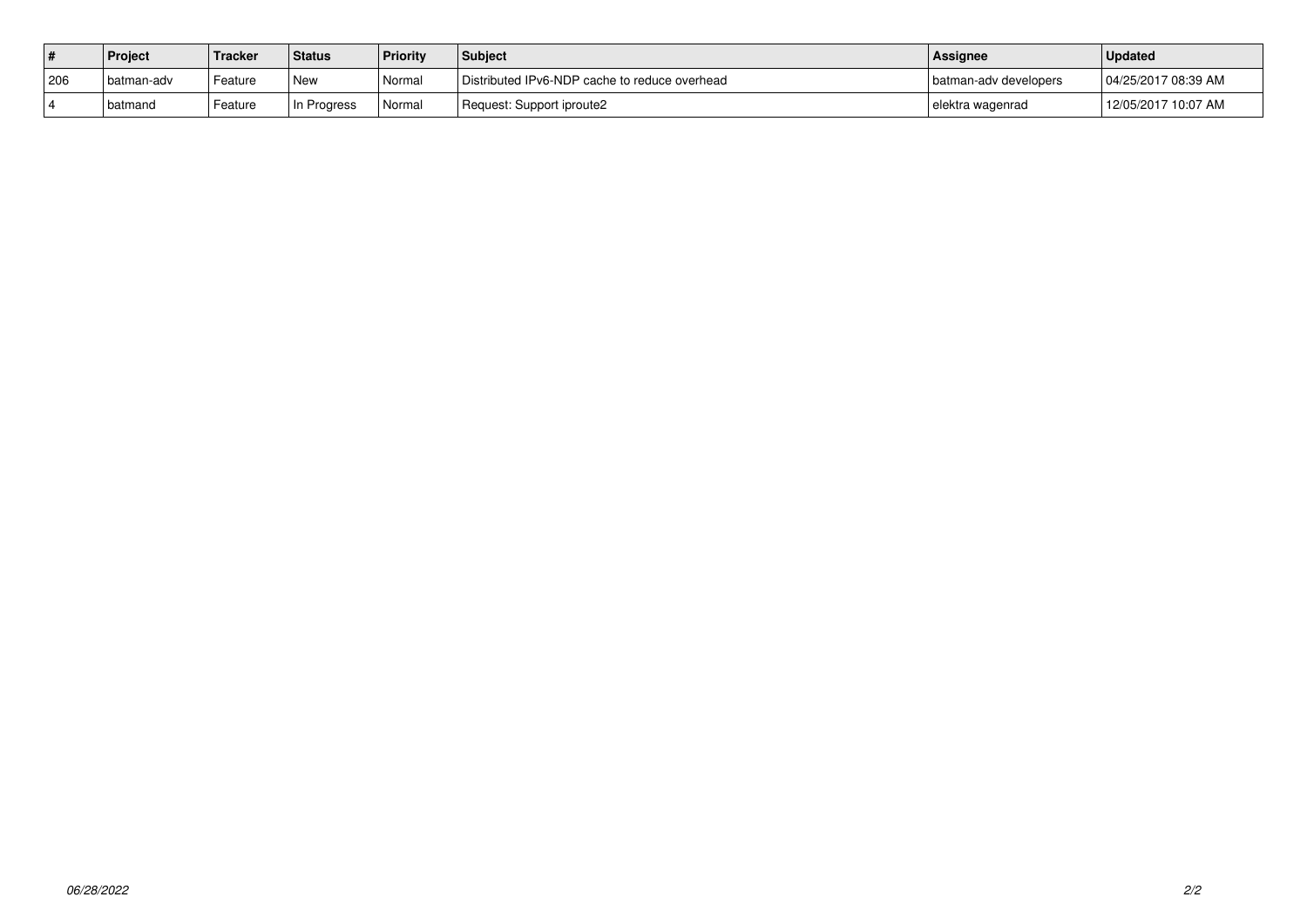| # | Project | Tracker | Status | Priority | Subject | Assignee | Updated |
|---|---|---|---|---|---|---|---|
| 206 | batman-adv | Feature | New | Normal | Distributed IPv6-NDP cache to reduce overhead | batman-adv developers | 04/25/2017 08:39 AM |
| 4 | batmand | Feature | In Progress | Normal | Request: Support iproute2 | elektra wagenrad | 12/05/2017 10:07 AM |